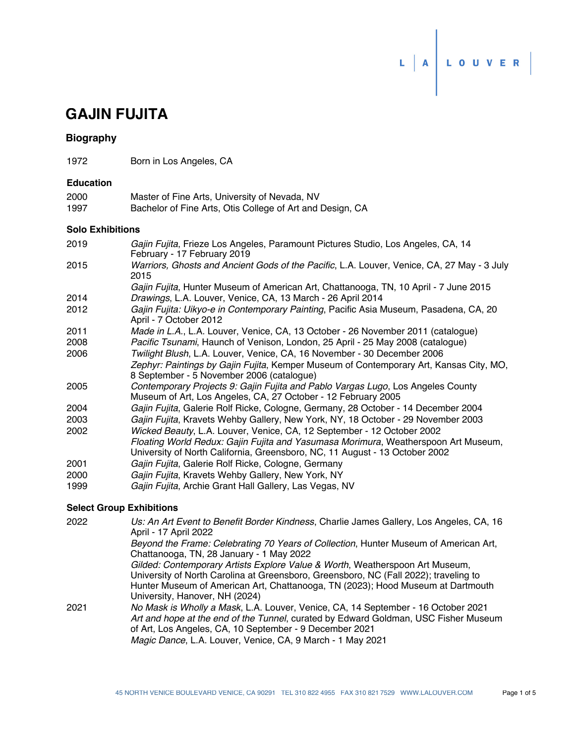# GAJIN FUJITA

## Biography

1972 Born in Los Angeles, CA

### Education

2000 Master of Fine Arts, University of Nevada, NV
1997 Bachelor of Fine Arts, Otis College of Art and Design, CA

### Solo Exhibitions

2019 *Gajin Fujita*, Frieze Los Angeles, Paramount Pictures Studio, Los Angeles, CA, 14 February - 17 February 2019

2015 *Warriors, Ghosts and Ancient Gods of the Pacific*, L.A. Louver, Venice, CA, 27 May - 3 July 2015
*Gajin Fujita*, Hunter Museum of American Art, Chattanooga, TN, 10 April - 7 June 2015

2014 *Drawings*, L.A. Louver, Venice, CA, 13 March - 26 April 2014

2012 *Gajin Fujita: Uikyo-e in Contemporary Painting*, Pacific Asia Museum, Pasadena, CA, 20 April - 7 October 2012

2011 *Made in L.A.*, L.A. Louver, Venice, CA, 13 October - 26 November 2011 (catalogue)

2008 *Pacific Tsunami*, Haunch of Venison, London, 25 April - 25 May 2008 (catalogue)

2006 *Twilight Blush*, L.A. Louver, Venice, CA, 16 November - 30 December 2006
*Zephyr: Paintings by Gajin Fujita*, Kemper Museum of Contemporary Art, Kansas City, MO, 8 September - 5 November 2006 (catalogue)

2005 *Contemporary Projects 9: Gajin Fujita and Pablo Vargas Lugo*, Los Angeles County Museum of Art, Los Angeles, CA, 27 October - 12 February 2005

2004 *Gajin Fujita*, Galerie Rolf Ricke, Cologne, Germany, 28 October - 14 December 2004

2003 *Gajin Fujita*, Kravets Wehby Gallery, New York, NY, 18 October - 29 November 2003

2002 *Wicked Beauty*, L.A. Louver, Venice, CA, 12 September - 12 October 2002
*Floating World Redux: Gajin Fujita and Yasumasa Morimura*, Weatherspoon Art Museum, University of North California, Greensboro, NC, 11 August - 13 October 2002

2001 *Gajin Fujita*, Galerie Rolf Ricke, Cologne, Germany

2000 *Gajin Fujita*, Kravets Wehby Gallery, New York, NY

1999 *Gajin Fujita*, Archie Grant Hall Gallery, Las Vegas, NV

### Select Group Exhibitions

2022 *Us: An Art Event to Benefit Border Kindness*, Charlie James Gallery, Los Angeles, CA, 16 April - 17 April 2022
*Beyond the Frame: Celebrating 70 Years of Collection*, Hunter Museum of American Art, Chattanooga, TN, 28 January - 1 May 2022
*Gilded: Contemporary Artists Explore Value & Worth*, Weatherspoon Art Museum, University of North Carolina at Greensboro, Greensboro, NC (Fall 2022); traveling to Hunter Museum of American Art, Chattanooga, TN (2023); Hood Museum at Dartmouth University, Hanover, NH (2024)

2021 *No Mask is Wholly a Mask*, L.A. Louver, Venice, CA, 14 September - 16 October 2021
*Art and hope at the end of the Tunnel*, curated by Edward Goldman, USC Fisher Museum of Art, Los Angeles, CA, 10 September - 9 December 2021
*Magic Dance*, L.A. Louver, Venice, CA, 9 March - 1 May 2021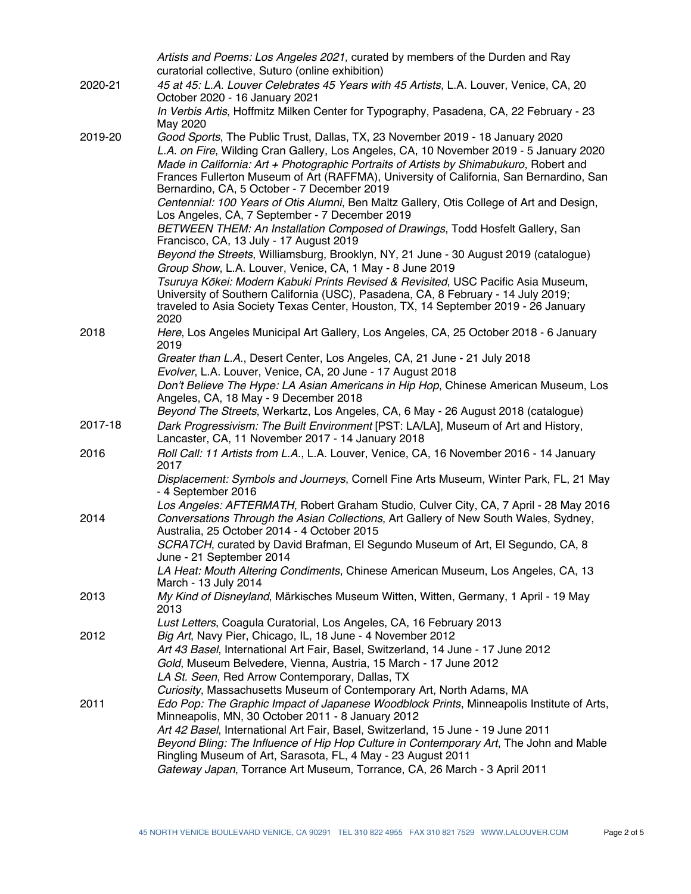*Artists and Poems: Los Angeles 2021,* curated by members of the Durden and Ray curatorial collective, Suturo (online exhibition)

2020-21 *45 at 45: L.A. Louver Celebrates 45 Years with 45 Artists*, L.A. Louver, Venice, CA, 20 October 2020 - 16 January 2021

*In Verbis Artis*, Hoffmitz Milken Center for Typography, Pasadena, CA, 22 February - 23 May 2020

2019-20 *Good Sports*, The Public Trust, Dallas, TX, 23 November 2019 - 18 January 2020

*L.A. on Fire*, Wilding Cran Gallery, Los Angeles, CA, 10 November 2019 - 5 January 2020

*Made in California: Art + Photographic Portraits of Artists by Shimabukuro*, Robert and Frances Fullerton Museum of Art (RAFFMA), University of California, San Bernardino, San Bernardino, CA, 5 October - 7 December 2019

*Centennial: 100 Years of Otis Alumni*, Ben Maltz Gallery, Otis College of Art and Design, Los Angeles, CA, 7 September - 7 December 2019

*BETWEEN THEM: An Installation Composed of Drawings*, Todd Hosfelt Gallery, San Francisco, CA, 13 July - 17 August 2019

*Beyond the Streets*, Williamsburg, Brooklyn, NY, 21 June - 30 August 2019 (catalogue)

*Group Show*, L.A. Louver, Venice, CA, 1 May - 8 June 2019

*Tsuruya Kōkei: Modern Kabuki Prints Revised & Revisited*, USC Pacific Asia Museum, University of Southern California (USC), Pasadena, CA, 8 February - 14 July 2019; traveled to Asia Society Texas Center, Houston, TX, 14 September 2019 - 26 January 2020

2018 *Here*, Los Angeles Municipal Art Gallery, Los Angeles, CA, 25 October 2018 - 6 January 2019

*Greater than L.A.*, Desert Center, Los Angeles, CA, 21 June - 21 July 2018

*Evolver*, L.A. Louver, Venice, CA, 20 June - 17 August 2018

*Don't Believe The Hype: LA Asian Americans in Hip Hop*, Chinese American Museum, Los Angeles, CA, 18 May - 9 December 2018

*Beyond The Streets*, Werkartz, Los Angeles, CA, 6 May - 26 August 2018 (catalogue)

2017-18 *Dark Progressivism: The Built Environment* [PST: LA/LA], Museum of Art and History, Lancaster, CA, 11 November 2017 - 14 January 2018

2016 *Roll Call: 11 Artists from L.A.*, L.A. Louver, Venice, CA, 16 November 2016 - 14 January 2017

*Displacement: Symbols and Journeys*, Cornell Fine Arts Museum, Winter Park, FL, 21 May - 4 September 2016

*Los Angeles: AFTERMATH*, Robert Graham Studio, Culver City, CA, 7 April - 28 May 2016

2014 *Conversations Through the Asian Collections*, Art Gallery of New South Wales, Sydney, Australia, 25 October 2014 - 4 October 2015

*SCRATCH*, curated by David Brafman, El Segundo Museum of Art, El Segundo, CA, 8 June - 21 September 2014

*LA Heat: Mouth Altering Condiments*, Chinese American Museum, Los Angeles, CA, 13 March - 13 July 2014

2013 *My Kind of Disneyland*, Märkisches Museum Witten, Witten, Germany, 1 April - 19 May 2013

*Lust Letters*, Coagula Curatorial, Los Angeles, CA, 16 February 2013

2012 *Big Art*, Navy Pier, Chicago, IL, 18 June - 4 November 2012

*Art 43 Basel*, International Art Fair, Basel, Switzerland, 14 June - 17 June 2012

*Gold*, Museum Belvedere, Vienna, Austria, 15 March - 17 June 2012

*LA St. Seen*, Red Arrow Contemporary, Dallas, TX

*Curiosity*, Massachusetts Museum of Contemporary Art, North Adams, MA

2011 *Edo Pop: The Graphic Impact of Japanese Woodblock Prints*, Minneapolis Institute of Arts, Minneapolis, MN, 30 October 2011 - 8 January 2012

*Art 42 Basel*, International Art Fair, Basel, Switzerland, 15 June - 19 June 2011

*Beyond Bling: The Influence of Hip Hop Culture in Contemporary Art*, The John and Mable Ringling Museum of Art, Sarasota, FL, 4 May - 23 August 2011

*Gateway Japan*, Torrance Art Museum, Torrance, CA, 26 March - 3 April 2011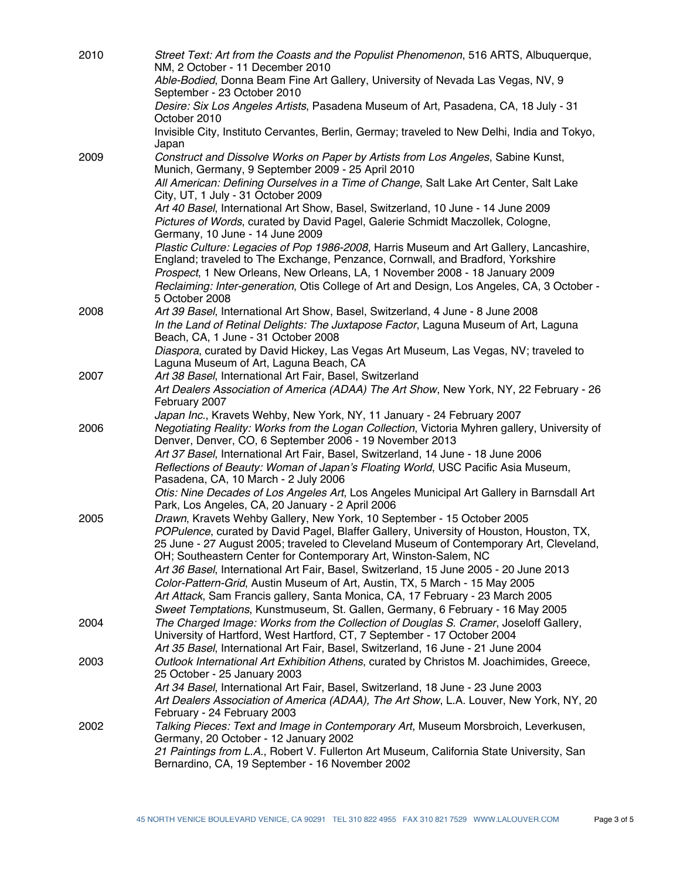2010

*Street Text: Art from the Coasts and the Populist Phenomenon*, 516 ARTS, Albuquerque, NM, 2 October - 11 December 2010

*Able-Bodied*, Donna Beam Fine Art Gallery, University of Nevada Las Vegas, NV, 9 September - 23 October 2010

*Desire: Six Los Angeles Artists*, Pasadena Museum of Art, Pasadena, CA, 18 July - 31 October 2010

Invisible City, Instituto Cervantes, Berlin, Germay; traveled to New Delhi, India and Tokyo, Japan

2009

*Construct and Dissolve Works on Paper by Artists from Los Angeles*, Sabine Kunst, Munich, Germany, 9 September 2009 - 25 April 2010

*All American: Defining Ourselves in a Time of Change*, Salt Lake Art Center, Salt Lake City, UT, 1 July - 31 October 2009

*Art 40 Basel*, International Art Show, Basel, Switzerland, 10 June - 14 June 2009

*Pictures of Words*, curated by David Pagel, Galerie Schmidt Maczollek, Cologne, Germany, 10 June - 14 June 2009

*Plastic Culture: Legacies of Pop 1986-2008*, Harris Museum and Art Gallery, Lancashire, England; traveled to The Exchange, Penzance, Cornwall, and Bradford, Yorkshire

*Prospect*, 1 New Orleans, New Orleans, LA, 1 November 2008 - 18 January 2009

*Reclaiming: Inter-generation*, Otis College of Art and Design, Los Angeles, CA, 3 October - 5 October 2008

2008

*Art 39 Basel*, International Art Show, Basel, Switzerland, 4 June - 8 June 2008

*In the Land of Retinal Delights: The Juxtapose Factor*, Laguna Museum of Art, Laguna Beach, CA, 1 June - 31 October 2008

*Diaspora*, curated by David Hickey, Las Vegas Art Museum, Las Vegas, NV; traveled to Laguna Museum of Art, Laguna Beach, CA

2007

*Art 38 Basel*, International Art Fair, Basel, Switzerland

*Art Dealers Association of America (ADAA) The Art Show*, New York, NY, 22 February - 26 February 2007

*Japan Inc.*, Kravets Wehby, New York, NY, 11 January - 24 February 2007

2006

*Negotiating Reality: Works from the Logan Collection*, Victoria Myhren gallery, University of Denver, Denver, CO, 6 September 2006 - 19 November 2013

*Art 37 Basel*, International Art Fair, Basel, Switzerland, 14 June - 18 June 2006

*Reflections of Beauty: Woman of Japan's Floating World*, USC Pacific Asia Museum, Pasadena, CA, 10 March - 2 July 2006

*Otis: Nine Decades of Los Angeles Art*, Los Angeles Municipal Art Gallery in Barnsdall Art Park, Los Angeles, CA, 20 January - 2 April 2006

2005

*Drawn*, Kravets Wehby Gallery, New York, 10 September - 15 October 2005

*POPulence*, curated by David Pagel, Blaffer Gallery, University of Houston, Houston, TX, 25 June - 27 August 2005; traveled to Cleveland Museum of Contemporary Art, Cleveland, OH; Southeastern Center for Contemporary Art, Winston-Salem, NC

*Art 36 Basel*, International Art Fair, Basel, Switzerland, 15 June 2005 - 20 June 2013

*Color-Pattern-Grid*, Austin Museum of Art, Austin, TX, 5 March - 15 May 2005

*Art Attack*, Sam Francis gallery, Santa Monica, CA, 17 February - 23 March 2005

*Sweet Temptations*, Kunstmuseum, St. Gallen, Germany, 6 February - 16 May 2005

2004

*The Charged Image: Works from the Collection of Douglas S. Cramer*, Joseloff Gallery, University of Hartford, West Hartford, CT, 7 September - 17 October 2004

*Art 35 Basel*, International Art Fair, Basel, Switzerland, 16 June - 21 June 2004

2003

*Outlook International Art Exhibition Athens*, curated by Christos M. Joachimides, Greece, 25 October - 25 January 2003

*Art 34 Basel*, International Art Fair, Basel, Switzerland, 18 June - 23 June 2003

*Art Dealers Association of America (ADAA), The Art Show*, L.A. Louver, New York, NY, 20 February - 24 February 2003

2002

*Talking Pieces: Text and Image in Contemporary Art*, Museum Morsbroich, Leverkusen, Germany, 20 October - 12 January 2002

*21 Paintings from L.A.*, Robert V. Fullerton Art Museum, California State University, San Bernardino, CA, 19 September - 16 November 2002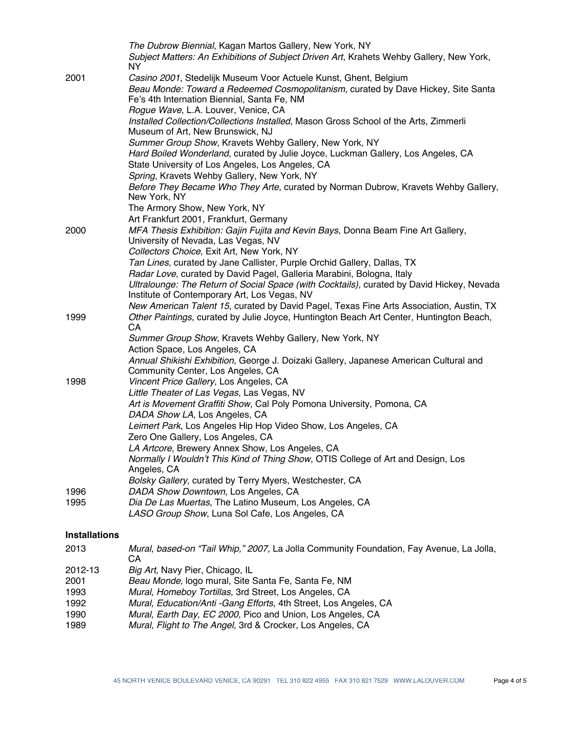| | |
|---|---|
| | *The Dubrow Biennial*, Kagan Martos Gallery, New York, NY |
| | *Subject Matters: An Exhibitions of Subject Driven Art*, Krahets Wehby Gallery, New York, NY |
| 2001 | *Casino 2001*, Stedelijk Museum Voor Actuele Kunst, Ghent, Belgium |
| | *Beau Monde: Toward a Redeemed Cosmopolitanism*, curated by Dave Hickey, Site Santa Fe's 4th Internation Biennial, Santa Fe, NM |
| | *Rogue Wave*, L.A. Louver, Venice, CA |
| | *Installed Collection/Collections Installed*, Mason Gross School of the Arts, Zimmerli Museum of Art, New Brunswick, NJ |
| | *Summer Group Show*, Kravets Wehby Gallery, New York, NY |
| | *Hard Boiled Wonderland*, curated by Julie Joyce, Luckman Gallery, Los Angeles, CA State University of Los Angeles, Los Angeles, CA |
| | *Spring*, Kravets Wehby Gallery, New York, NY |
| | *Before They Became Who They Arte*, curated by Norman Dubrow, Kravets Wehby Gallery, New York, NY |
| | The Armory Show, New York, NY |
| | Art Frankfurt 2001, Frankfurt, Germany |
| 2000 | *MFA Thesis Exhibition: Gajin Fujita and Kevin Bays*, Donna Beam Fine Art Gallery, University of Nevada, Las Vegas, NV |
| | *Collectors Choice*, Exit Art, New York, NY |
| | *Tan Lines*, curated by Jane Callister, Purple Orchid Gallery, Dallas, TX |
| | *Radar Love*, curated by David Pagel, Galleria Marabini, Bologna, Italy |
| | *Ultralounge: The Return of Social Space (with Cocktails)*, curated by David Hickey, Nevada Institute of Contemporary Art, Los Vegas, NV |
| | *New American Talent 15*, curated by David Pagel, Texas Fine Arts Association, Austin, TX |
| 1999 | *Other Paintings*, curated by Julie Joyce, Huntington Beach Art Center, Huntington Beach, CA |
| | *Summer Group Show*, Kravets Wehby Gallery, New York, NY |
| | Action Space, Los Angeles, CA |
| | *Annual Shikishi Exhibition*, George J. Doizaki Gallery, Japanese American Cultural and Community Center, Los Angeles, CA |
| 1998 | *Vincent Price Gallery*, Los Angeles, CA |
| | *Little Theater of Las Vegas*, Las Vegas, NV |
| | *Art is Movement Graffiti Show*, Cal Poly Pomona University, Pomona, CA |
| | *DADA Show LA*, Los Angeles, CA |
| | *Leimert Park*, Los Angeles Hip Hop Video Show, Los Angeles, CA |
| | Zero One Gallery, Los Angeles, CA |
| | *LA Artcore*, Brewery Annex Show, Los Angeles, CA |
| | *Normally I Wouldn't This Kind of Thing Show*, OTIS College of Art and Design, Los Angeles, CA |
| | *Bolsky Gallery*, curated by Terry Myers, Westchester, CA |
| 1996 | *DADA Show Downtown*, Los Angeles, CA |
| 1995 | *Dia De Las Muertas*, The Latino Museum, Los Angeles, CA |
| | *LASO Group Show*, Luna Sol Cafe, Los Angeles, CA |

**Installations**

| | |
|---|---|
| 2013 | *Mural, based-on "Tail Whip," 2007,* La Jolla Community Foundation, Fay Avenue, La Jolla, CA |
| 2012-13 | *Big Art,* Navy Pier, Chicago, IL |
| 2001 | *Beau Monde,* logo mural, Site Santa Fe, Santa Fe, NM |
| 1993 | *Mural, Homeboy Tortillas,* 3rd Street, Los Angeles, CA |
| 1992 | *Mural, Education/Anti -Gang Efforts,* 4th Street, Los Angeles, CA |
| 1990 | *Mural, Earth Day, EC 2000,* Pico and Union, Los Angeles, CA |
| 1989 | *Mural, Flight to The Angel,* 3rd & Crocker, Los Angeles, CA |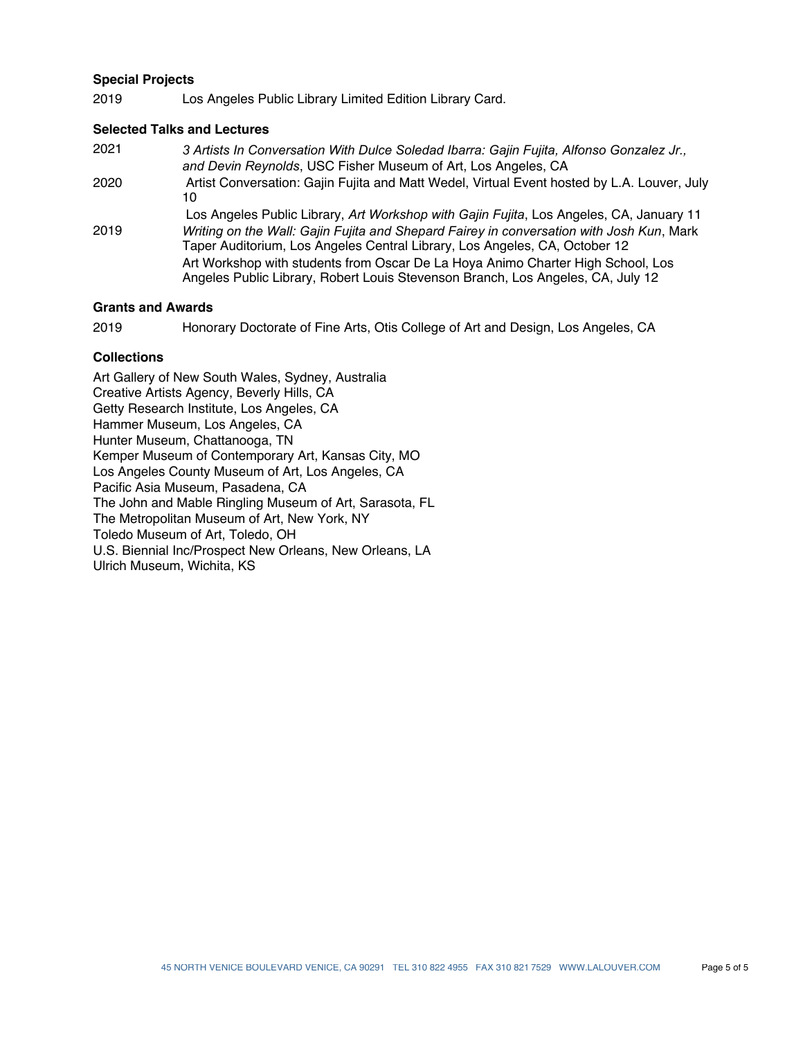### Special Projects

2019 Los Angeles Public Library Limited Edition Library Card.

### Selected Talks and Lectures

2021 *3 Artists In Conversation With Dulce Soledad Ibarra: Gajin Fujita, Alfonso Gonzalez Jr., and Devin Reynolds*, USC Fisher Museum of Art, Los Angeles, CA

2020 Artist Conversation: Gajin Fujita and Matt Wedel, Virtual Event hosted by L.A. Louver, July 10

Los Angeles Public Library, *Art Workshop with Gajin Fujita*, Los Angeles, CA, January 11

2019 *Writing on the Wall: Gajin Fujita and Shepard Fairey in conversation with Josh Kun*, Mark Taper Auditorium, Los Angeles Central Library, Los Angeles, CA, October 12

Art Workshop with students from Oscar De La Hoya Animo Charter High School, Los Angeles Public Library, Robert Louis Stevenson Branch, Los Angeles, CA, July 12

### Grants and Awards

2019 Honorary Doctorate of Fine Arts, Otis College of Art and Design, Los Angeles, CA

### Collections

Art Gallery of New South Wales, Sydney, Australia
Creative Artists Agency, Beverly Hills, CA
Getty Research Institute, Los Angeles, CA
Hammer Museum, Los Angeles, CA
Hunter Museum, Chattanooga, TN
Kemper Museum of Contemporary Art, Kansas City, MO
Los Angeles County Museum of Art, Los Angeles, CA
Pacific Asia Museum, Pasadena, CA
The John and Mable Ringling Museum of Art, Sarasota, FL
The Metropolitan Museum of Art, New York, NY
Toledo Museum of Art, Toledo, OH
U.S. Biennial Inc/Prospect New Orleans, New Orleans, LA
Ulrich Museum, Wichita, KS